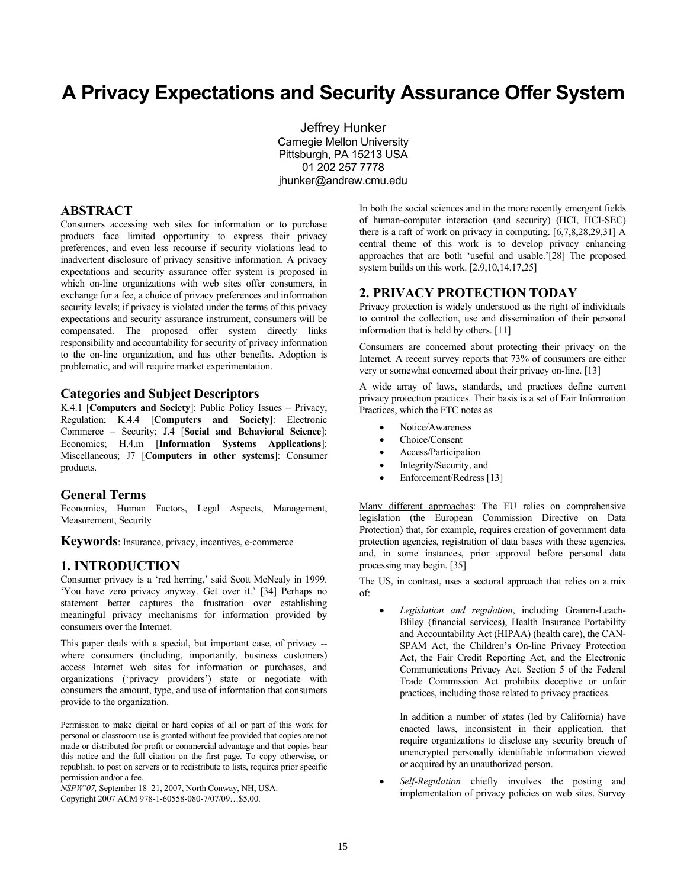# A Privacy Expectations and Security Assurance Offer System

Jeffrey Hunker
Carnegie Mellon University
Pittsburgh, PA 15213 USA
01 202 257 7778
jhunker@andrew.cmu.edu

## ABSTRACT

Consumers accessing web sites for information or to purchase products face limited opportunity to express their privacy preferences, and even less recourse if security violations lead to inadvertent disclosure of privacy sensitive information. A privacy expectations and security assurance offer system is proposed in which on-line organizations with web sites offer consumers, in exchange for a fee, a choice of privacy preferences and information security levels; if privacy is violated under the terms of this privacy expectations and security assurance instrument, consumers will be compensated. The proposed offer system directly links responsibility and accountability for security of privacy information to the on-line organization, and has other benefits. Adoption is problematic, and will require market experimentation.

## Categories and Subject Descriptors

K.4.1 [**Computers and Society**]: Public Policy Issues – Privacy, Regulation; K.4.4 [**Computers and Society**]: Electronic Commerce – Security; J.4 [**Social and Behavioral Science**]: Economics; H.4.m [**Information Systems Applications**]: Miscellaneous; J7 [**Computers in other systems**]: Consumer products.

## General Terms

Economics, Human Factors, Legal Aspects, Management, Measurement, Security

**Keywords**: Insurance, privacy, incentives, e-commerce

## 1. INTRODUCTION

Consumer privacy is a 'red herring,' said Scott McNealy in 1999. 'You have zero privacy anyway. Get over it.' [34] Perhaps no statement better captures the frustration over establishing meaningful privacy mechanisms for information provided by consumers over the Internet.

This paper deals with a special, but important case, of privacy -- where consumers (including, importantly, business customers) access Internet web sites for information or purchases, and organizations ('privacy providers') state or negotiate with consumers the amount, type, and use of information that consumers provide to the organization.

Permission to make digital or hard copies of all or part of this work for personal or classroom use is granted without fee provided that copies are not made or distributed for profit or commercial advantage and that copies bear this notice and the full citation on the first page. To copy otherwise, or republish, to post on servers or to redistribute to lists, requires prior specific permission and/or a fee.
*NSPW'07,* September 18–21, 2007, North Conway, NH, USA.
Copyright 2007 ACM 978-1-60558-080-7/07/09…$5.00.

In both the social sciences and in the more recently emergent fields of human-computer interaction (and security) (HCI, HCI-SEC) there is a raft of work on privacy in computing. [6,7,8,28,29,31] A central theme of this work is to develop privacy enhancing approaches that are both 'useful and usable.'[28] The proposed system builds on this work. [2,9,10,14,17,25]

## 2. PRIVACY PROTECTION TODAY

Privacy protection is widely understood as the right of individuals to control the collection, use and dissemination of their personal information that is held by others. [11]

Consumers are concerned about protecting their privacy on the Internet. A recent survey reports that 73% of consumers are either very or somewhat concerned about their privacy on-line. [13]

A wide array of laws, standards, and practices define current privacy protection practices. Their basis is a set of Fair Information Practices, which the FTC notes as

- Notice/Awareness
- Choice/Consent
- Access/Participation
- Integrity/Security, and
- Enforcement/Redress [13]

<u>Many different approaches</u>: The EU relies on comprehensive legislation (the European Commission Directive on Data Protection) that, for example, requires creation of government data protection agencies, registration of data bases with these agencies, and, in some instances, prior approval before personal data processing may begin. [35]

The US, in contrast, uses a sectoral approach that relies on a mix of:

- *Legislation and regulation*, including Gramm-Leach-Bliley (financial services), Health Insurance Portability and Accountability Act (HIPAA) (health care), the CAN-SPAM Act, the Children's On-line Privacy Protection Act, the Fair Credit Reporting Act, and the Electronic Communications Privacy Act. Section 5 of the Federal Trade Commission Act prohibits deceptive or unfair practices, including those related to privacy practices.

  In addition a number of *s*tates (led by California) have enacted laws, inconsistent in their application, that require organizations to disclose any security breach of unencrypted personally identifiable information viewed or acquired by an unauthorized person.

- *Self-Regulation* chiefly involves the posting and implementation of privacy policies on web sites. Survey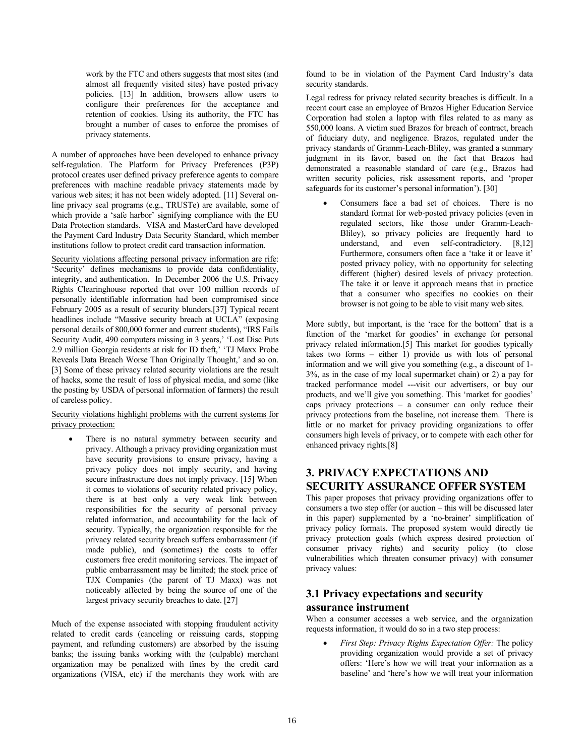work by the FTC and others suggests that most sites (and almost all frequently visited sites) have posted privacy policies. [13] In addition, browsers allow users to configure their preferences for the acceptance and retention of cookies. Using its authority, the FTC has brought a number of cases to enforce the promises of privacy statements.

A number of approaches have been developed to enhance privacy self-regulation. The Platform for Privacy Preferences (P3P) protocol creates user defined privacy preference agents to compare preferences with machine readable privacy statements made by various web sites; it has not been widely adopted. [11] Several on-line privacy seal programs (e.g., TRUSTe) are available, some of which provide a 'safe harbor' signifying compliance with the EU Data Protection standards. VISA and MasterCard have developed the Payment Card Industry Data Security Standard, which member institutions follow to protect credit card transaction information.

Security violations affecting personal privacy information are rife: 'Security' defines mechanisms to provide data confidentiality, integrity, and authentication. In December 2006 the U.S. Privacy Rights Clearinghouse reported that over 100 million records of personally identifiable information had been compromised since February 2005 as a result of security blunders.[37] Typical recent headlines include "Massive security breach at UCLA" (exposing personal details of 800,000 former and current students), "IRS Fails Security Audit, 490 computers missing in 3 years,' 'Lost Disc Puts 2.9 million Georgia residents at risk for ID theft,' 'TJ Maxx Probe Reveals Data Breach Worse Than Originally Thought,' and so on. [3] Some of these privacy related security violations are the result of hacks, some the result of loss of physical media, and some (like the posting by USDA of personal information of farmers) the result of careless policy.

Security violations highlight problems with the current systems for privacy protection:

- There is no natural symmetry between security and privacy. Although a privacy providing organization must have security provisions to ensure privacy, having a privacy policy does not imply security, and having secure infrastructure does not imply privacy. [15] When it comes to violations of security related privacy policy, there is at best only a very weak link between responsibilities for the security of personal privacy related information, and accountability for the lack of security. Typically, the organization responsible for the privacy related security breach suffers embarrassment (if made public), and (sometimes) the costs to offer customers free credit monitoring services. The impact of public embarrassment may be limited; the stock price of TJX Companies (the parent of TJ Maxx) was not noticeably affected by being the source of one of the largest privacy security breaches to date. [27]

Much of the expense associated with stopping fraudulent activity related to credit cards (canceling or reissuing cards, stopping payment, and refunding customers) are absorbed by the issuing banks; the issuing banks working with the (culpable) merchant organization may be penalized with fines by the credit card organizations (VISA, etc) if the merchants they work with are found to be in violation of the Payment Card Industry's data security standards.

Legal redress for privacy related security breaches is difficult. In a recent court case an employee of Brazos Higher Education Service Corporation had stolen a laptop with files related to as many as 550,000 loans. A victim sued Brazos for breach of contract, breach of fiduciary duty, and negligence. Brazos, regulated under the privacy standards of Gramm-Leach-Bliley, was granted a summary judgment in its favor, based on the fact that Brazos had demonstrated a reasonable standard of care (e.g., Brazos had written security policies, risk assessment reports, and 'proper safeguards for its customer's personal information'). [30]

- Consumers face a bad set of choices. There is no standard format for web-posted privacy policies (even in regulated sectors, like those under Gramm-Leach-Bliley), so privacy policies are frequently hard to understand, and even self-contradictory. [8,12] Furthermore, consumers often face a 'take it or leave it' posted privacy policy, with no opportunity for selecting different (higher) desired levels of privacy protection. The take it or leave it approach means that in practice that a consumer who specifies no cookies on their browser is not going to be able to visit many web sites.

More subtly, but important, is the 'race for the bottom' that is a function of the 'market for goodies' in exchange for personal privacy related information.[5] This market for goodies typically takes two forms – either 1) provide us with lots of personal information and we will give you something (e.g., a discount of 1-3%, as in the case of my local supermarket chain) or 2) a pay for tracked performance model ---visit our advertisers, or buy our products, and we'll give you something. This 'market for goodies' caps privacy protections – a consumer can only reduce their privacy protections from the baseline, not increase them. There is little or no market for privacy providing organizations to offer consumers high levels of privacy, or to compete with each other for enhanced privacy rights.[8]

## 3. PRIVACY EXPECTATIONS AND SECURITY ASSURANCE OFFER SYSTEM

This paper proposes that privacy providing organizations offer to consumers a two step offer (or auction – this will be discussed later in this paper) supplemented by a 'no-brainer' simplification of privacy policy formats. The proposed system would directly tie privacy protection goals (which express desired protection of consumer privacy rights) and security policy (to close vulnerabilities which threaten consumer privacy) with consumer privacy values:

### 3.1 Privacy expectations and security assurance instrument

When a consumer accesses a web service, and the organization requests information, it would do so in a two step process:

- *First Step: Privacy Rights Expectation Offer:* The policy providing organization would provide a set of privacy offers: 'Here's how we will treat your information as a baseline' and 'here's how we will treat your information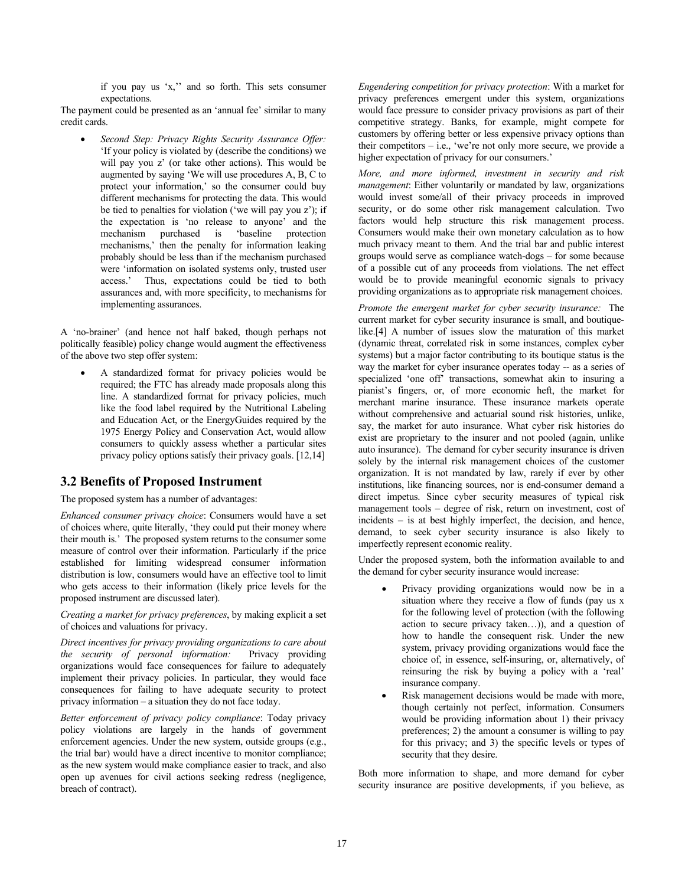if you pay us 'x,'' and so forth. This sets consumer expectations.

The payment could be presented as an 'annual fee' similar to many credit cards.

- *Second Step: Privacy Rights Security Assurance Offer:* 'If your policy is violated by (describe the conditions) we will pay you z' (or take other actions). This would be augmented by saying 'We will use procedures A, B, C to protect your information,' so the consumer could buy different mechanisms for protecting the data. This would be tied to penalties for violation ('we will pay you z'); if the expectation is 'no release to anyone' and the mechanism purchased is 'baseline protection mechanisms,' then the penalty for information leaking probably should be less than if the mechanism purchased were 'information on isolated systems only, trusted user access.' Thus, expectations could be tied to both assurances and, with more specificity, to mechanisms for implementing assurances.

A 'no-brainer' (and hence not half baked, though perhaps not politically feasible) policy change would augment the effectiveness of the above two step offer system:

- A standardized format for privacy policies would be required; the FTC has already made proposals along this line. A standardized format for privacy policies, much like the food label required by the Nutritional Labeling and Education Act, or the EnergyGuides required by the 1975 Energy Policy and Conservation Act, would allow consumers to quickly assess whether a particular sites privacy policy options satisfy their privacy goals. [12,14]

## 3.2 Benefits of Proposed Instrument

The proposed system has a number of advantages:

*Enhanced consumer privacy choice*: Consumers would have a set of choices where, quite literally, 'they could put their money where their mouth is.' The proposed system returns to the consumer some measure of control over their information. Particularly if the price established for limiting widespread consumer information distribution is low, consumers would have an effective tool to limit who gets access to their information (likely price levels for the proposed instrument are discussed later).

*Creating a market for privacy preferences*, by making explicit a set of choices and valuations for privacy.

*Direct incentives for privacy providing organizations to care about the security of personal information:* Privacy providing organizations would face consequences for failure to adequately implement their privacy policies. In particular, they would face consequences for failing to have adequate security to protect privacy information – a situation they do not face today.

*Better enforcement of privacy policy compliance*: Today privacy policy violations are largely in the hands of government enforcement agencies. Under the new system, outside groups (e.g., the trial bar) would have a direct incentive to monitor compliance; as the new system would make compliance easier to track, and also open up avenues for civil actions seeking redress (negligence, breach of contract).

*Engendering competition for privacy protection*: With a market for privacy preferences emergent under this system, organizations would face pressure to consider privacy provisions as part of their competitive strategy. Banks, for example, might compete for customers by offering better or less expensive privacy options than their competitors – i.e., 'we're not only more secure, we provide a higher expectation of privacy for our consumers.'

*More, and more informed, investment in security and risk management*: Either voluntarily or mandated by law, organizations would invest some/all of their privacy proceeds in improved security, or do some other risk management calculation. Two factors would help structure this risk management process. Consumers would make their own monetary calculation as to how much privacy meant to them. And the trial bar and public interest groups would serve as compliance watch-dogs – for some because of a possible cut of any proceeds from violations. The net effect would be to provide meaningful economic signals to privacy providing organizations as to appropriate risk management choices.

*Promote the emergent market for cyber security insurance:* The current market for cyber security insurance is small, and boutique-like.[4] A number of issues slow the maturation of this market (dynamic threat, correlated risk in some instances, complex cyber systems) but a major factor contributing to its boutique status is the way the market for cyber insurance operates today -- as a series of specialized 'one off' transactions, somewhat akin to insuring a pianist's fingers, or, of more economic heft, the market for merchant marine insurance. These insurance markets operate without comprehensive and actuarial sound risk histories, unlike, say, the market for auto insurance. What cyber risk histories do exist are proprietary to the insurer and not pooled (again, unlike auto insurance). The demand for cyber security insurance is driven solely by the internal risk management choices of the customer organization. It is not mandated by law, rarely if ever by other institutions, like financing sources, nor is end-consumer demand a direct impetus. Since cyber security measures of typical risk management tools – degree of risk, return on investment, cost of incidents – is at best highly imperfect, the decision, and hence, demand, to seek cyber security insurance is also likely to imperfectly represent economic reality.

Under the proposed system, both the information available to and the demand for cyber security insurance would increase:

- Privacy providing organizations would now be in a situation where they receive a flow of funds (pay us x for the following level of protection (with the following action to secure privacy taken…)), and a question of how to handle the consequent risk. Under the new system, privacy providing organizations would face the choice of, in essence, self-insuring, or, alternatively, of reinsuring the risk by buying a policy with a 'real' insurance company.
- Risk management decisions would be made with more, though certainly not perfect, information. Consumers would be providing information about 1) their privacy preferences; 2) the amount a consumer is willing to pay for this privacy; and 3) the specific levels or types of security that they desire.

Both more information to shape, and more demand for cyber security insurance are positive developments, if you believe, as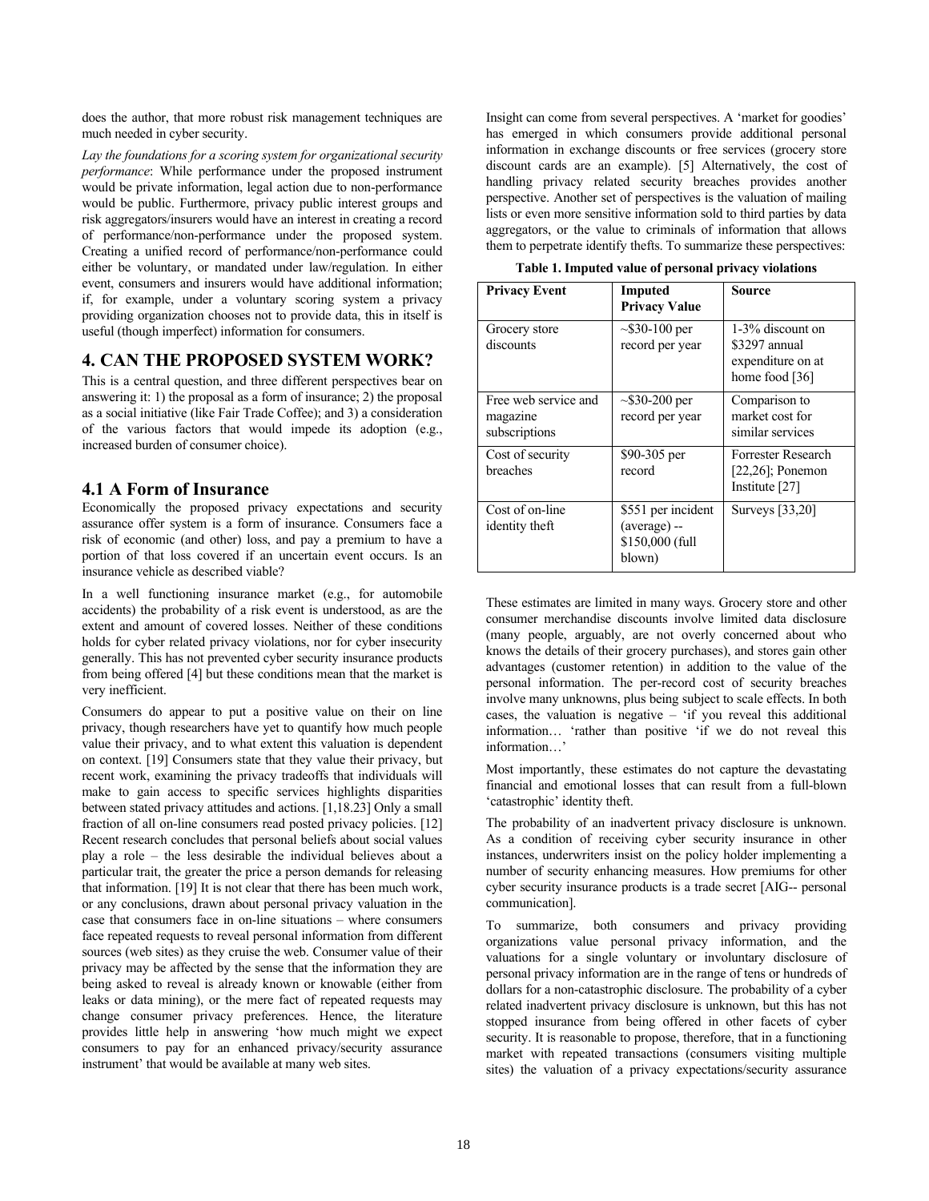does the author, that more robust risk management techniques are much needed in cyber security.

*Lay the foundations for a scoring system for organizational security performance*: While performance under the proposed instrument would be private information, legal action due to non-performance would be public. Furthermore, privacy public interest groups and risk aggregators/insurers would have an interest in creating a record of performance/non-performance under the proposed system. Creating a unified record of performance/non-performance could either be voluntary, or mandated under law/regulation. In either event, consumers and insurers would have additional information; if, for example, under a voluntary scoring system a privacy providing organization chooses not to provide data, this in itself is useful (though imperfect) information for consumers.

## 4. CAN THE PROPOSED SYSTEM WORK?

This is a central question, and three different perspectives bear on answering it: 1) the proposal as a form of insurance; 2) the proposal as a social initiative (like Fair Trade Coffee); and 3) a consideration of the various factors that would impede its adoption (e.g., increased burden of consumer choice).

### 4.1 A Form of Insurance

Economically the proposed privacy expectations and security assurance offer system is a form of insurance. Consumers face a risk of economic (and other) loss, and pay a premium to have a portion of that loss covered if an uncertain event occurs. Is an insurance vehicle as described viable?

In a well functioning insurance market (e.g., for automobile accidents) the probability of a risk event is understood, as are the extent and amount of covered losses. Neither of these conditions holds for cyber related privacy violations, nor for cyber insecurity generally. This has not prevented cyber security insurance products from being offered [4] but these conditions mean that the market is very inefficient.

Consumers do appear to put a positive value on their on line privacy, though researchers have yet to quantify how much people value their privacy, and to what extent this valuation is dependent on context. [19] Consumers state that they value their privacy, but recent work, examining the privacy tradeoffs that individuals will make to gain access to specific services highlights disparities between stated privacy attitudes and actions. [1,18.23] Only a small fraction of all on-line consumers read posted privacy policies. [12] Recent research concludes that personal beliefs about social values play a role – the less desirable the individual believes about a particular trait, the greater the price a person demands for releasing that information. [19] It is not clear that there has been much work, or any conclusions, drawn about personal privacy valuation in the case that consumers face in on-line situations – where consumers face repeated requests to reveal personal information from different sources (web sites) as they cruise the web. Consumer value of their privacy may be affected by the sense that the information they are being asked to reveal is already known or knowable (either from leaks or data mining), or the mere fact of repeated requests may change consumer privacy preferences. Hence, the literature provides little help in answering 'how much might we expect consumers to pay for an enhanced privacy/security assurance instrument' that would be available at many web sites.

Insight can come from several perspectives. A 'market for goodies' has emerged in which consumers provide additional personal information in exchange discounts or free services (grocery store discount cards are an example). [5] Alternatively, the cost of handling privacy related security breaches provides another perspective. Another set of perspectives is the valuation of mailing lists or even more sensitive information sold to third parties by data aggregators, or the value to criminals of information that allows them to perpetrate identify thefts. To summarize these perspectives:

**Table 1. Imputed value of personal privacy violations**

| Privacy Event | Imputed Privacy Value | Source |
|---|---|---|
| Grocery store discounts | ~$30-100 per record per year | 1-3% discount on $3297 annual expenditure on at home food [36] |
| Free web service and magazine subscriptions | ~$30-200 per record per year | Comparison to market cost for similar services |
| Cost of security breaches | $90-305 per record | Forrester Research [22,26]; Ponemon Institute [27] |
| Cost of on-line identity theft | $551 per incident (average) -- $150,000 (full blown) | Surveys [33,20] |

These estimates are limited in many ways. Grocery store and other consumer merchandise discounts involve limited data disclosure (many people, arguably, are not overly concerned about who knows the details of their grocery purchases), and stores gain other advantages (customer retention) in addition to the value of the personal information. The per-record cost of security breaches involve many unknowns, plus being subject to scale effects. In both cases, the valuation is negative – 'if you reveal this additional information… 'rather than positive 'if we do not reveal this information…'

Most importantly, these estimates do not capture the devastating financial and emotional losses that can result from a full-blown 'catastrophic' identity theft.

The probability of an inadvertent privacy disclosure is unknown. As a condition of receiving cyber security insurance in other instances, underwriters insist on the policy holder implementing a number of security enhancing measures. How premiums for other cyber security insurance products is a trade secret [AIG-- personal communication].

To summarize, both consumers and privacy providing organizations value personal privacy information, and the valuations for a single voluntary or involuntary disclosure of personal privacy information are in the range of tens or hundreds of dollars for a non-catastrophic disclosure. The probability of a cyber related inadvertent privacy disclosure is unknown, but this has not stopped insurance from being offered in other facets of cyber security. It is reasonable to propose, therefore, that in a functioning market with repeated transactions (consumers visiting multiple sites) the valuation of a privacy expectations/security assurance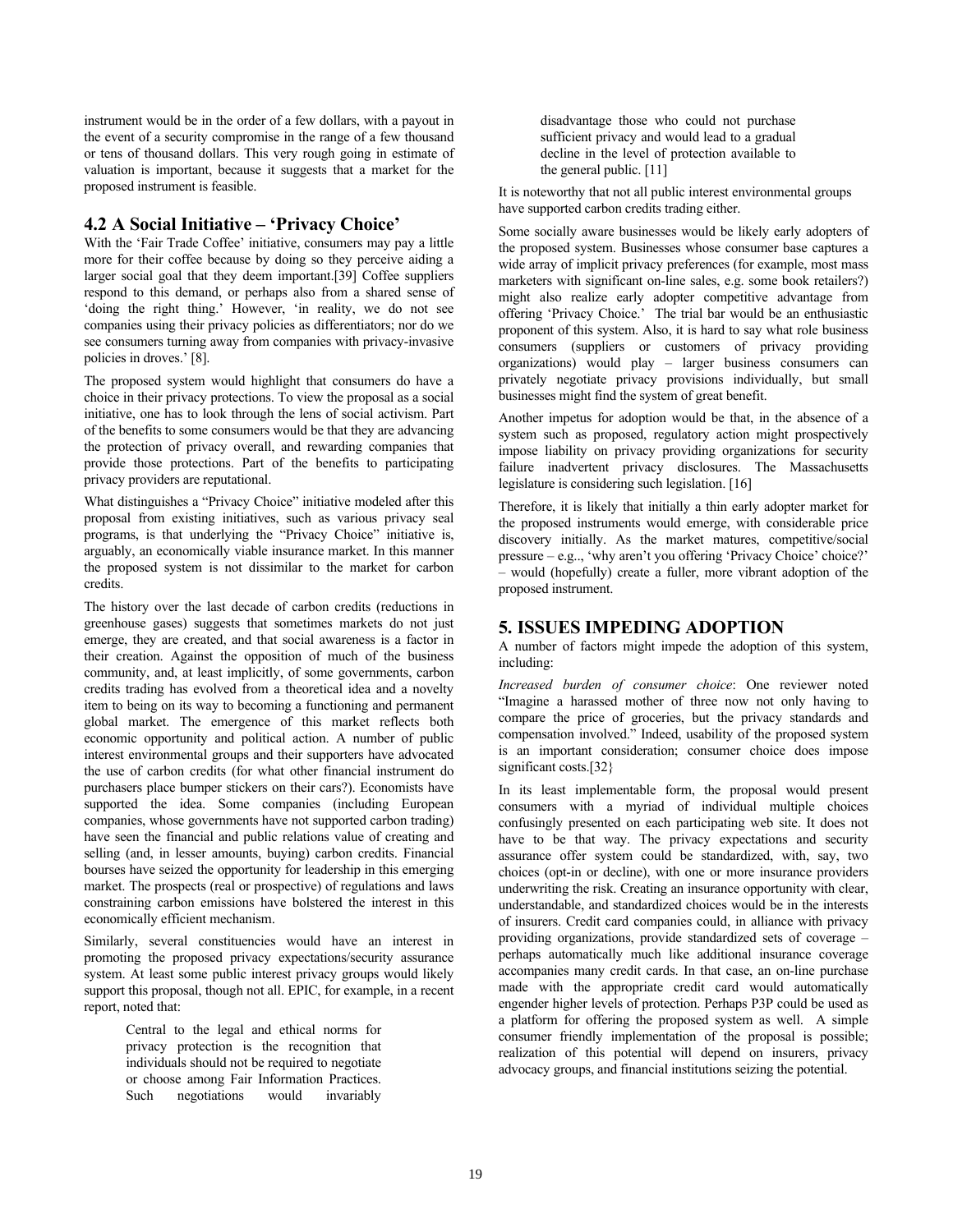instrument would be in the order of a few dollars, with a payout in the event of a security compromise in the range of a few thousand or tens of thousand dollars. This very rough going in estimate of valuation is important, because it suggests that a market for the proposed instrument is feasible.

## 4.2 A Social Initiative – 'Privacy Choice'

With the 'Fair Trade Coffee' initiative, consumers may pay a little more for their coffee because by doing so they perceive aiding a larger social goal that they deem important.[39] Coffee suppliers respond to this demand, or perhaps also from a shared sense of 'doing the right thing.' However, 'in reality, we do not see companies using their privacy policies as differentiators; nor do we see consumers turning away from companies with privacy-invasive policies in droves.' [8].

The proposed system would highlight that consumers do have a choice in their privacy protections. To view the proposal as a social initiative, one has to look through the lens of social activism. Part of the benefits to some consumers would be that they are advancing the protection of privacy overall, and rewarding companies that provide those protections. Part of the benefits to participating privacy providers are reputational.

What distinguishes a "Privacy Choice" initiative modeled after this proposal from existing initiatives, such as various privacy seal programs, is that underlying the "Privacy Choice" initiative is, arguably, an economically viable insurance market. In this manner the proposed system is not dissimilar to the market for carbon credits.

The history over the last decade of carbon credits (reductions in greenhouse gases) suggests that sometimes markets do not just emerge, they are created, and that social awareness is a factor in their creation. Against the opposition of much of the business community, and, at least implicitly, of some governments, carbon credits trading has evolved from a theoretical idea and a novelty item to being on its way to becoming a functioning and permanent global market. The emergence of this market reflects both economic opportunity and political action. A number of public interest environmental groups and their supporters have advocated the use of carbon credits (for what other financial instrument do purchasers place bumper stickers on their cars?). Economists have supported the idea. Some companies (including European companies, whose governments have not supported carbon trading) have seen the financial and public relations value of creating and selling (and, in lesser amounts, buying) carbon credits. Financial bourses have seized the opportunity for leadership in this emerging market. The prospects (real or prospective) of regulations and laws constraining carbon emissions have bolstered the interest in this economically efficient mechanism.

Similarly, several constituencies would have an interest in promoting the proposed privacy expectations/security assurance system. At least some public interest privacy groups would likely support this proposal, though not all. EPIC, for example, in a recent report, noted that:

> Central to the legal and ethical norms for privacy protection is the recognition that individuals should not be required to negotiate or choose among Fair Information Practices. Such negotiations would invariably disadvantage those who could not purchase sufficient privacy and would lead to a gradual decline in the level of protection available to the general public. [11]

It is noteworthy that not all public interest environmental groups have supported carbon credits trading either.

Some socially aware businesses would be likely early adopters of the proposed system. Businesses whose consumer base captures a wide array of implicit privacy preferences (for example, most mass marketers with significant on-line sales, e.g. some book retailers?) might also realize early adopter competitive advantage from offering 'Privacy Choice.' The trial bar would be an enthusiastic proponent of this system. Also, it is hard to say what role business consumers (suppliers or customers of privacy providing organizations) would play – larger business consumers can privately negotiate privacy provisions individually, but small businesses might find the system of great benefit.

Another impetus for adoption would be that, in the absence of a system such as proposed, regulatory action might prospectively impose liability on privacy providing organizations for security failure inadvertent privacy disclosures. The Massachusetts legislature is considering such legislation. [16]

Therefore, it is likely that initially a thin early adopter market for the proposed instruments would emerge, with considerable price discovery initially. As the market matures, competitive/social pressure – e.g.., 'why aren't you offering 'Privacy Choice' choice?' – would (hopefully) create a fuller, more vibrant adoption of the proposed instrument.

# 5. ISSUES IMPEDING ADOPTION

A number of factors might impede the adoption of this system, including:

*Increased burden of consumer choice*: One reviewer noted "Imagine a harassed mother of three now not only having to compare the price of groceries, but the privacy standards and compensation involved." Indeed, usability of the proposed system is an important consideration; consumer choice does impose significant costs.[32}

In its least implementable form, the proposal would present consumers with a myriad of individual multiple choices confusingly presented on each participating web site. It does not have to be that way. The privacy expectations and security assurance offer system could be standardized, with, say, two choices (opt-in or decline), with one or more insurance providers underwriting the risk. Creating an insurance opportunity with clear, understandable, and standardized choices would be in the interests of insurers. Credit card companies could, in alliance with privacy providing organizations, provide standardized sets of coverage – perhaps automatically much like additional insurance coverage accompanies many credit cards. In that case, an on-line purchase made with the appropriate credit card would automatically engender higher levels of protection. Perhaps P3P could be used as a platform for offering the proposed system as well. A simple consumer friendly implementation of the proposal is possible; realization of this potential will depend on insurers, privacy advocacy groups, and financial institutions seizing the potential.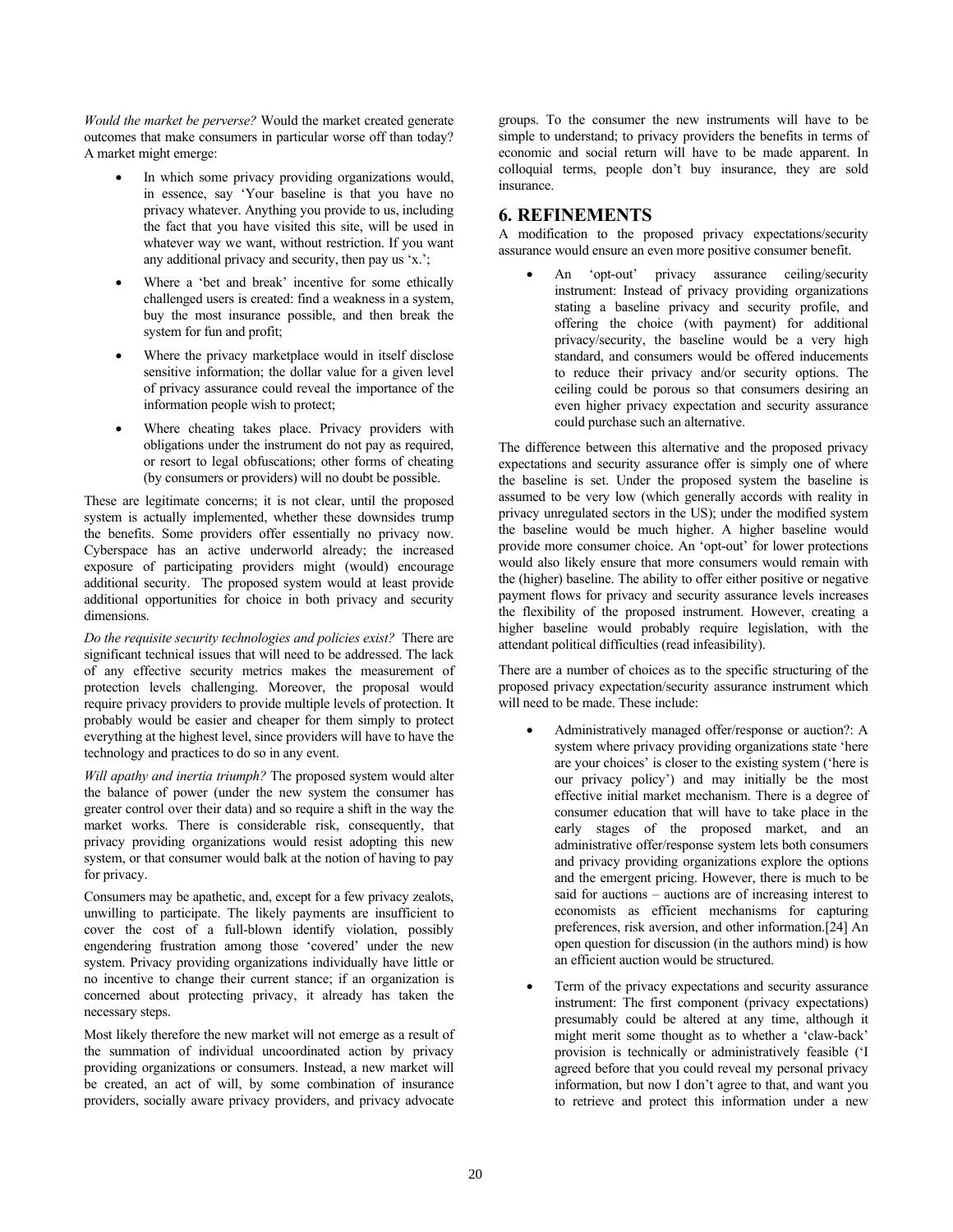*Would the market be perverse?* Would the market created generate outcomes that make consumers in particular worse off than today? A market might emerge:

- In which some privacy providing organizations would, in essence, say 'Your baseline is that you have no privacy whatever. Anything you provide to us, including the fact that you have visited this site, will be used in whatever way we want, without restriction. If you want any additional privacy and security, then pay us 'x.';
- Where a 'bet and break' incentive for some ethically challenged users is created: find a weakness in a system, buy the most insurance possible, and then break the system for fun and profit;
- Where the privacy marketplace would in itself disclose sensitive information; the dollar value for a given level of privacy assurance could reveal the importance of the information people wish to protect;
- Where cheating takes place. Privacy providers with obligations under the instrument do not pay as required, or resort to legal obfuscations; other forms of cheating (by consumers or providers) will no doubt be possible.

These are legitimate concerns; it is not clear, until the proposed system is actually implemented, whether these downsides trump the benefits. Some providers offer essentially no privacy now. Cyberspace has an active underworld already; the increased exposure of participating providers might (would) encourage additional security. The proposed system would at least provide additional opportunities for choice in both privacy and security dimensions.

*Do the requisite security technologies and policies exist?* There are significant technical issues that will need to be addressed. The lack of any effective security metrics makes the measurement of protection levels challenging. Moreover, the proposal would require privacy providers to provide multiple levels of protection. It probably would be easier and cheaper for them simply to protect everything at the highest level, since providers will have to have the technology and practices to do so in any event.

*Will apathy and inertia triumph?* The proposed system would alter the balance of power (under the new system the consumer has greater control over their data) and so require a shift in the way the market works. There is considerable risk, consequently, that privacy providing organizations would resist adopting this new system, or that consumer would balk at the notion of having to pay for privacy.

Consumers may be apathetic, and, except for a few privacy zealots, unwilling to participate. The likely payments are insufficient to cover the cost of a full-blown identify violation, possibly engendering frustration among those 'covered' under the new system. Privacy providing organizations individually have little or no incentive to change their current stance; if an organization is concerned about protecting privacy, it already has taken the necessary steps.

Most likely therefore the new market will not emerge as a result of the summation of individual uncoordinated action by privacy providing organizations or consumers. Instead, a new market will be created, an act of will, by some combination of insurance providers, socially aware privacy providers, and privacy advocate groups. To the consumer the new instruments will have to be simple to understand; to privacy providers the benefits in terms of economic and social return will have to be made apparent. In colloquial terms, people don't buy insurance, they are sold insurance.

## 6. REFINEMENTS

A modification to the proposed privacy expectations/security assurance would ensure an even more positive consumer benefit.

- An 'opt-out' privacy assurance ceiling/security instrument: Instead of privacy providing organizations stating a baseline privacy and security profile, and offering the choice (with payment) for additional privacy/security, the baseline would be a very high standard, and consumers would be offered inducements to reduce their privacy and/or security options. The ceiling could be porous so that consumers desiring an even higher privacy expectation and security assurance could purchase such an alternative.

The difference between this alternative and the proposed privacy expectations and security assurance offer is simply one of where the baseline is set. Under the proposed system the baseline is assumed to be very low (which generally accords with reality in privacy unregulated sectors in the US); under the modified system the baseline would be much higher. A higher baseline would provide more consumer choice. An 'opt-out' for lower protections would also likely ensure that more consumers would remain with the (higher) baseline. The ability to offer either positive or negative payment flows for privacy and security assurance levels increases the flexibility of the proposed instrument. However, creating a higher baseline would probably require legislation, with the attendant political difficulties (read infeasibility).

There are a number of choices as to the specific structuring of the proposed privacy expectation/security assurance instrument which will need to be made. These include:

- Administratively managed offer/response or auction?: A system where privacy providing organizations state 'here are your choices' is closer to the existing system ('here is our privacy policy') and may initially be the most effective initial market mechanism. There is a degree of consumer education that will have to take place in the early stages of the proposed market, and an administrative offer/response system lets both consumers and privacy providing organizations explore the options and the emergent pricing. However, there is much to be said for auctions – auctions are of increasing interest to economists as efficient mechanisms for capturing preferences, risk aversion, and other information.[24] An open question for discussion (in the authors mind) is how an efficient auction would be structured.
- Term of the privacy expectations and security assurance instrument: The first component (privacy expectations) presumably could be altered at any time, although it might merit some thought as to whether a 'claw-back' provision is technically or administratively feasible ('I agreed before that you could reveal my personal privacy information, but now I don't agree to that, and want you to retrieve and protect this information under a new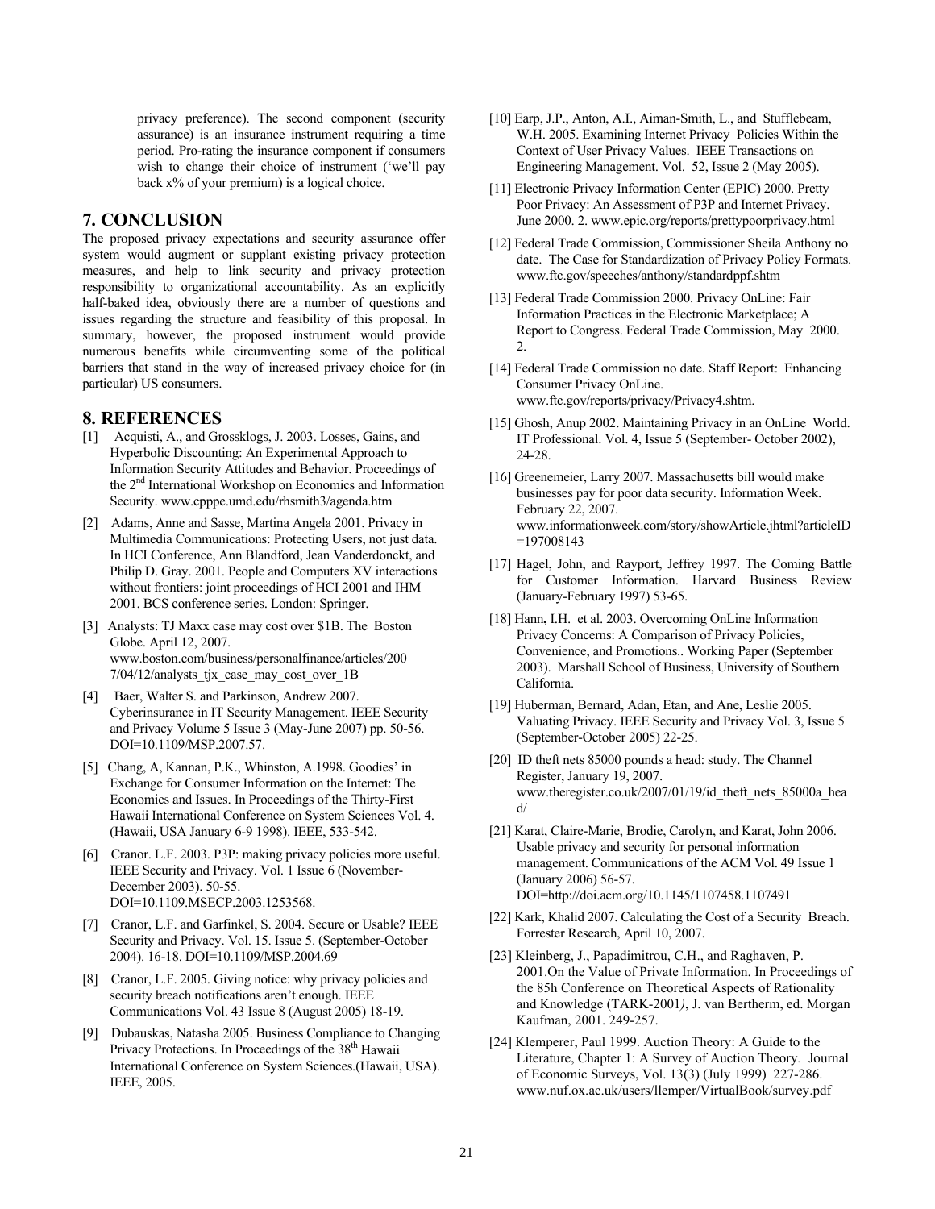privacy preference). The second component (security assurance) is an insurance instrument requiring a time period. Pro-rating the insurance component if consumers wish to change their choice of instrument ('we'll pay back x% of your premium) is a logical choice.

## 7. CONCLUSION

The proposed privacy expectations and security assurance offer system would augment or supplant existing privacy protection measures, and help to link security and privacy protection responsibility to organizational accountability. As an explicitly half-baked idea, obviously there are a number of questions and issues regarding the structure and feasibility of this proposal. In summary, however, the proposed instrument would provide numerous benefits while circumventing some of the political barriers that stand in the way of increased privacy choice for (in particular) US consumers.

## 8. REFERENCES

[1] Acquisti, A., and Grossklogs, J. 2003. Losses, Gains, and Hyperbolic Discounting: An Experimental Approach to Information Security Attitudes and Behavior. Proceedings of the 2nd International Workshop on Economics and Information Security. www.cpppe.umd.edu/rhsmith3/agenda.htm

[2] Adams, Anne and Sasse, Martina Angela 2001. Privacy in Multimedia Communications: Protecting Users, not just data. In HCI Conference, Ann Blandford, Jean Vanderdonckt, and Philip D. Gray. 2001. People and Computers XV interactions without frontiers: joint proceedings of HCI 2001 and IHM 2001. BCS conference series. London: Springer.

[3] Analysts: TJ Maxx case may cost over $1B. The Boston Globe. April 12, 2007. www.boston.com/business/personalfinance/articles/2007/04/12/analysts_tjx_case_may_cost_over_1B

[4] Baer, Walter S. and Parkinson, Andrew 2007. Cyberinsurance in IT Security Management. IEEE Security and Privacy Volume 5 Issue 3 (May-June 2007) pp. 50-56. DOI=10.1109/MSP.2007.57.

[5] Chang, A, Kannan, P.K., Whinston, A.1998. Goodies' in Exchange for Consumer Information on the Internet: The Economics and Issues. In Proceedings of the Thirty-First Hawaii International Conference on System Sciences Vol. 4. (Hawaii, USA January 6-9 1998). IEEE, 533-542.

[6] Cranor. L.F. 2003. P3P: making privacy policies more useful. IEEE Security and Privacy. Vol. 1 Issue 6 (November-December 2003). 50-55. DOI=10.1109.MSECP.2003.1253568.

[7] Cranor, L.F. and Garfinkel, S. 2004. Secure or Usable? IEEE Security and Privacy. Vol. 15. Issue 5. (September-October 2004). 16-18. DOI=10.1109/MSP.2004.69

[8] Cranor, L.F. 2005. Giving notice: why privacy policies and security breach notifications aren't enough. IEEE Communications Vol. 43 Issue 8 (August 2005) 18-19.

[9] Dubauskas, Natasha 2005. Business Compliance to Changing Privacy Protections. In Proceedings of the 38th Hawaii International Conference on System Sciences.(Hawaii, USA). IEEE, 2005.

[10] Earp, J.P., Anton, A.I., Aiman-Smith, L., and Stufflebeam, W.H. 2005. Examining Internet Privacy Policies Within the Context of User Privacy Values. IEEE Transactions on Engineering Management. Vol. 52, Issue 2 (May 2005).

[11] Electronic Privacy Information Center (EPIC) 2000. Pretty Poor Privacy: An Assessment of P3P and Internet Privacy. June 2000. 2. www.epic.org/reports/prettypoorprivacy.html

[12] Federal Trade Commission, Commissioner Sheila Anthony no date. The Case for Standardization of Privacy Policy Formats. www.ftc.gov/speeches/anthony/standardppf.shtm

[13] Federal Trade Commission 2000. Privacy OnLine: Fair Information Practices in the Electronic Marketplace; A Report to Congress. Federal Trade Commission, May 2000. 2.

[14] Federal Trade Commission no date. Staff Report: Enhancing Consumer Privacy OnLine. www.ftc.gov/reports/privacy/Privacy4.shtm.

[15] Ghosh, Anup 2002. Maintaining Privacy in an OnLine World. IT Professional. Vol. 4, Issue 5 (September- October 2002), 24-28.

[16] Greenemeier, Larry 2007. Massachusetts bill would make businesses pay for poor data security. Information Week. February 22, 2007. www.informationweek.com/story/showArticle.jhtml?articleID=197008143

[17] Hagel, John, and Rayport, Jeffrey 1997. The Coming Battle for Customer Information. Harvard Business Review (January-February 1997) 53-65.

[18] Hann, I.H. et al. 2003. Overcoming OnLine Information Privacy Concerns: A Comparison of Privacy Policies, Convenience, and Promotions.. Working Paper (September 2003). Marshall School of Business, University of Southern California.

[19] Huberman, Bernard, Adan, Etan, and Ane, Leslie 2005. Valuating Privacy. IEEE Security and Privacy Vol. 3, Issue 5 (September-October 2005) 22-25.

[20] ID theft nets 85000 pounds a head: study. The Channel Register, January 19, 2007. www.theregister.co.uk/2007/01/19/id_theft_nets_85000a_head/

[21] Karat, Claire-Marie, Brodie, Carolyn, and Karat, John 2006. Usable privacy and security for personal information management. Communications of the ACM Vol. 49 Issue 1 (January 2006) 56-57. DOI=http://doi.acm.org/10.1145/1107458.1107491

[22] Kark, Khalid 2007. Calculating the Cost of a Security Breach. Forrester Research, April 10, 2007.

[23] Kleinberg, J., Papadimitrou, C.H., and Raghaven, P. 2001.On the Value of Private Information. In Proceedings of the 85h Conference on Theoretical Aspects of Rationality and Knowledge (TARK-2001*)*, J. van Bertherm, ed. Morgan Kaufman, 2001. 249-257.

[24] Klemperer, Paul 1999. Auction Theory: A Guide to the Literature, Chapter 1: A Survey of Auction Theory. Journal of Economic Surveys, Vol. 13(3) (July 1999) 227-286. www.nuf.ox.ac.uk/users/llemper/VirtualBook/survey.pdf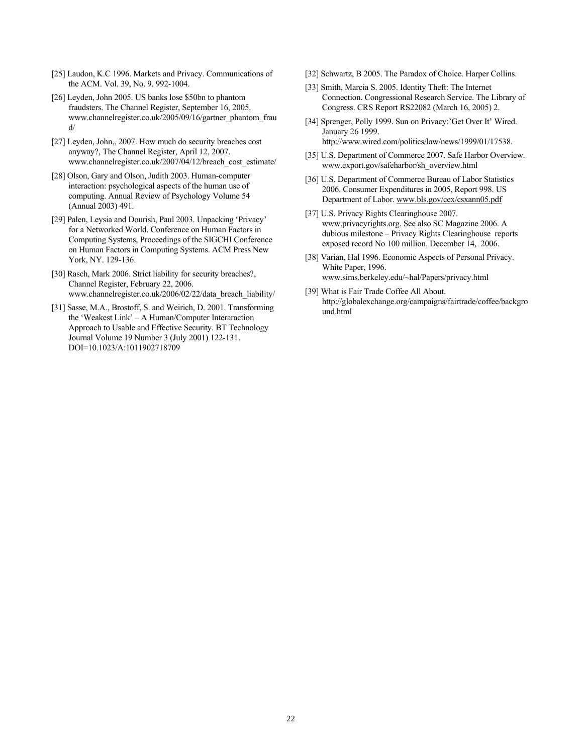[25] Laudon, K.C 1996. Markets and Privacy. Communications of the ACM. Vol. 39, No. 9. 992-1004.

[26] Leyden, John 2005. US banks lose $50bn to phantom fraudsters. The Channel Register, September 16, 2005. www.channelregister.co.uk/2005/09/16/gartner_phantom_fraud/

[27] Leyden, John,, 2007. How much do security breaches cost anyway?, The Channel Register, April 12, 2007. www.channelregister.co.uk/2007/04/12/breach_cost_estimate/

[28] Olson, Gary and Olson, Judith 2003. Human-computer interaction: psychological aspects of the human use of computing. Annual Review of Psychology Volume 54 (Annual 2003) 491.

[29] Palen, Leysia and Dourish, Paul 2003. Unpacking 'Privacy' for a Networked World. Conference on Human Factors in Computing Systems, Proceedings of the SIGCHI Conference on Human Factors in Computing Systems. ACM Press New York, NY. 129-136.

[30] Rasch, Mark 2006. Strict liability for security breaches?, Channel Register, February 22, 2006. www.channelregister.co.uk/2006/02/22/data_breach_liability/

[31] Sasse, M.A., Brostoff, S. and Weirich, D. 2001. Transforming the 'Weakest Link' – A Human/Computer Interaraction Approach to Usable and Effective Security. BT Technology Journal Volume 19 Number 3 (July 2001) 122-131. DOI=10.1023/A:1011902718709

[32] Schwartz, B 2005. The Paradox of Choice. Harper Collins.

[33] Smith, Marcia S. 2005. Identity Theft: The Internet Connection. Congressional Research Service. The Library of Congress. CRS Report RS22082 (March 16, 2005) 2.

[34] Sprenger, Polly 1999. Sun on Privacy:'Get Over It' Wired. January 26 1999. http://www.wired.com/politics/law/news/1999/01/17538.

[35] U.S. Department of Commerce 2007. Safe Harbor Overview. www.export.gov/safeharbor/sh_overview.html

[36] U.S. Department of Commerce Bureau of Labor Statistics 2006. Consumer Expenditures in 2005, Report 998. US Department of Labor. www.bls.gov/cex/csxann05.pdf

[37] U.S. Privacy Rights Clearinghouse 2007. www.privacyrights.org. See also SC Magazine 2006. A dubious milestone – Privacy Rights Clearinghouse reports exposed record No 100 million. December 14, 2006.

[38] Varian, Hal 1996. Economic Aspects of Personal Privacy. White Paper, 1996. www.sims.berkeley.edu/~hal/Papers/privacy.html

[39] What is Fair Trade Coffee All About. http://globalexchange.org/campaigns/fairtrade/coffee/background.html